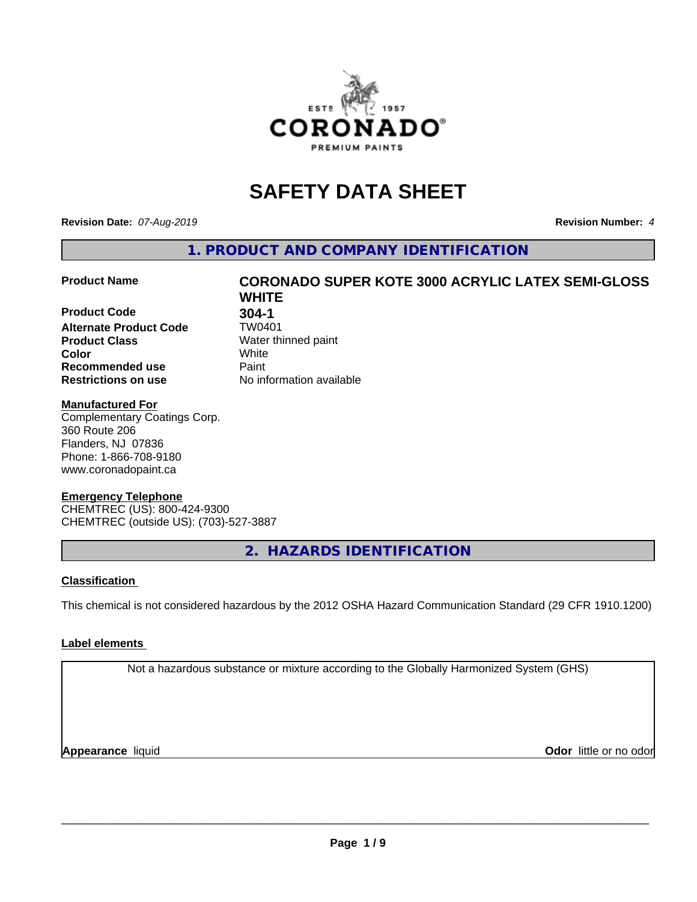# SAFETY DATA SHEET

**Revision Date:** *07-Aug-2019*

**Revision Number:** *4*

## 1. PRODUCT AND COMPANY IDENTIFICATION

| | |
|---|---|
| **Product Name** | **CORONADO SUPER KOTE 3000 ACRYLIC LATEX SEMI-GLOSS WHITE** |
| **Product Code** | **304-1** |
| **Alternate Product Code** | TW0401 |
| **Product Class** | Water thinned paint |
| **Color** | White |
| **Recommended use** | Paint |
| **Restrictions on use** | No information available |

**Manufactured For**
Complementary Coatings Corp.
360 Route 206
Flanders, NJ 07836
Phone: 1-866-708-9180
www.coronadopaint.ca

**Emergency Telephone**
CHEMTREC (US): 800-424-9300
CHEMTREC (outside US): (703)-527-3887

## 2. HAZARDS IDENTIFICATION

**Classification**

This chemical is not considered hazardous by the 2012 OSHA Hazard Communication Standard (29 CFR 1910.1200)

**Label elements**

Not a hazardous substance or mixture according to the Globally Harmonized System (GHS)

**Appearance** liquid

**Odor** little or no odor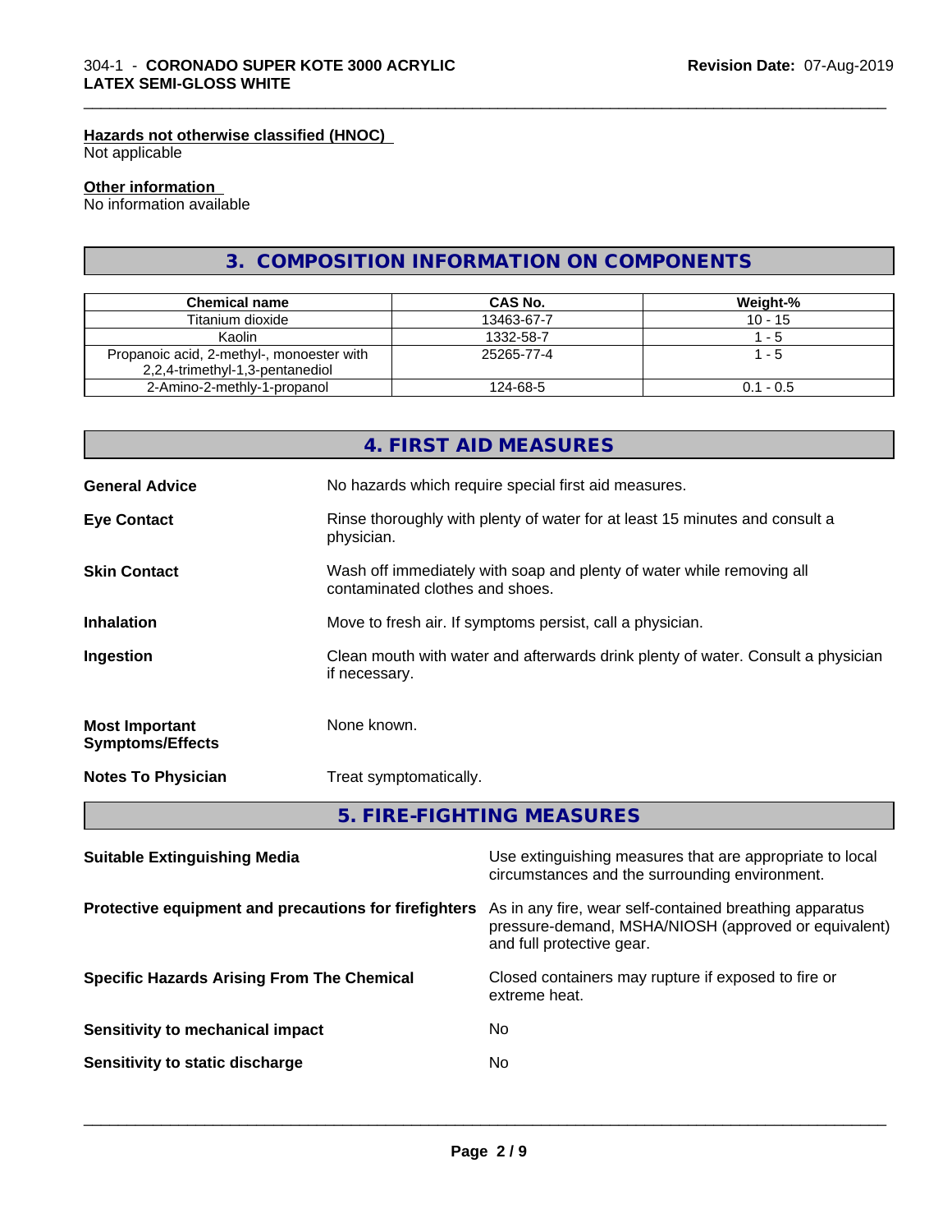#### Hazards not otherwise classified (HNOC)

Not applicable

#### Other information

No information available

## 3. COMPOSITION INFORMATION ON COMPONENTS

| Chemical name | CAS No. | Weight-% |
|---|---|---|
| Titanium dioxide | 13463-67-7 | 10 - 15 |
| Kaolin | 1332-58-7 | 1 - 5 |
| Propanoic acid, 2-methyl-, monoester with 2,2,4-trimethyl-1,3-pentanediol | 25265-77-4 | 1 - 5 |
| 2-Amino-2-methly-1-propanol | 124-68-5 | 0.1 - 0.5 |

## 4. FIRST AID MEASURES

**General Advice** No hazards which require special first aid measures.

**Eye Contact** Rinse thoroughly with plenty of water for at least 15 minutes and consult a physician.

**Skin Contact** Wash off immediately with soap and plenty of water while removing all contaminated clothes and shoes.

**Inhalation** Move to fresh air. If symptoms persist, call a physician.

**Ingestion** Clean mouth with water and afterwards drink plenty of water. Consult a physician if necessary.

**Most Important Symptoms/Effects** None known.

**Notes To Physician** Treat symptomatically.

## 5. FIRE-FIGHTING MEASURES

**Suitable Extinguishing Media** Use extinguishing measures that are appropriate to local circumstances and the surrounding environment.

**Protective equipment and precautions for firefighters** As in any fire, wear self-contained breathing apparatus pressure-demand, MSHA/NIOSH (approved or equivalent) and full protective gear.

**Specific Hazards Arising From The Chemical** Closed containers may rupture if exposed to fire or extreme heat.

**Sensitivity to mechanical impact** No

**Sensitivity to static discharge** No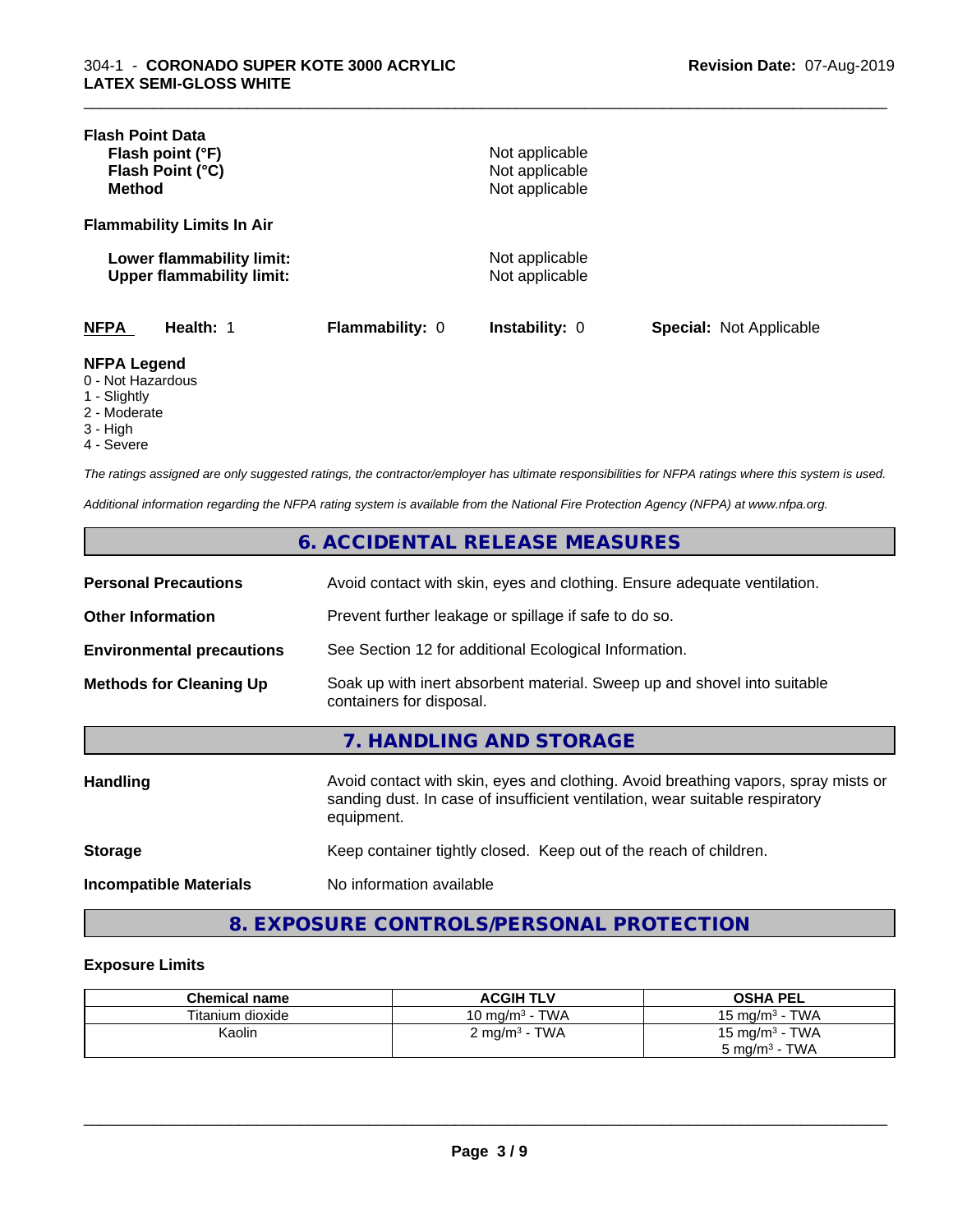**Flash Point Data**

| | |
|---|---|
| **Flash point (°F)** | Not applicable |
| **Flash Point (°C)** | Not applicable |
| **Method** | Not applicable |

**Flammability Limits In Air**

| | |
|---|---|
| **Lower flammability limit:** | Not applicable |
| **Upper flammability limit:** | Not applicable |

**NFPA** **Health:** 1 **Flammability:** 0 **Instability:** 0 **Special:** Not Applicable

**NFPA Legend**

0 - Not Hazardous
1 - Slightly
2 - Moderate
3 - High
4 - Severe

*The ratings assigned are only suggested ratings, the contractor/employer has ultimate responsibilities for NFPA ratings where this system is used.*

*Additional information regarding the NFPA rating system is available from the National Fire Protection Agency (NFPA) at www.nfpa.org.*

## 6. ACCIDENTAL RELEASE MEASURES

| | |
|---|---|
| **Personal Precautions** | Avoid contact with skin, eyes and clothing. Ensure adequate ventilation. |
| **Other Information** | Prevent further leakage or spillage if safe to do so. |
| **Environmental precautions** | See Section 12 for additional Ecological Information. |
| **Methods for Cleaning Up** | Soak up with inert absorbent material. Sweep up and shovel into suitable containers for disposal. |

## 7. HANDLING AND STORAGE

| | |
|---|---|
| **Handling** | Avoid contact with skin, eyes and clothing. Avoid breathing vapors, spray mists or sanding dust. In case of insufficient ventilation, wear suitable respiratory equipment. |
| **Storage** | Keep container tightly closed. Keep out of the reach of children. |
| **Incompatible Materials** | No information available |

## 8. EXPOSURE CONTROLS/PERSONAL PROTECTION

**Exposure Limits**

| Chemical name | ACGIH TLV | OSHA PEL |
|---|---|---|
| Titanium dioxide | 10 mg/m³ - TWA | 15 mg/m³ - TWA |
| Kaolin | 2 mg/m³ - TWA | 15 mg/m³ - TWA<br>5 mg/m³ - TWA |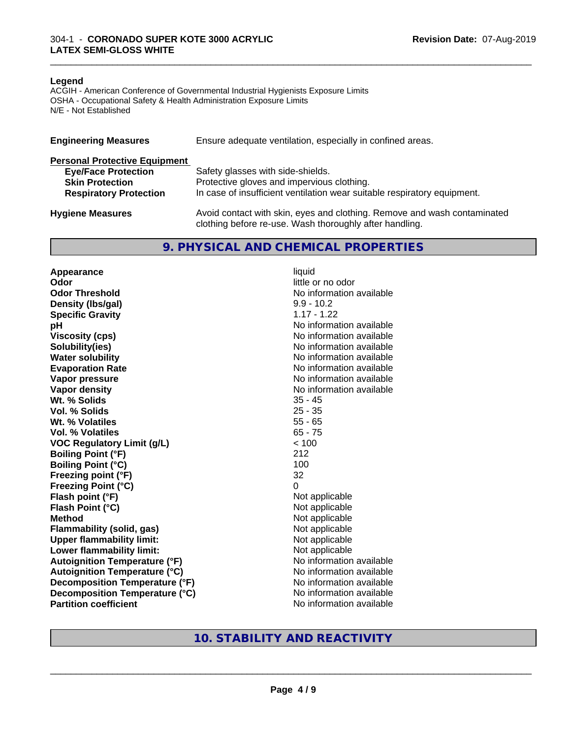**Legend**
ACGIH - American Conference of Governmental Industrial Hygienists Exposure Limits
OSHA - Occupational Safety & Health Administration Exposure Limits
N/E - Not Established

**Engineering Measures** Ensure adequate ventilation, especially in confined areas.

**Personal Protective Equipment**

| | |
|---|---|
| **Eye/Face Protection** | Safety glasses with side-shields. |
| **Skin Protection** | Protective gloves and impervious clothing. |
| **Respiratory Protection** | In case of insufficient ventilation wear suitable respiratory equipment. |

**Hygiene Measures** Avoid contact with skin, eyes and clothing. Remove and wash contaminated clothing before re-use. Wash thoroughly after handling.

## 9. PHYSICAL AND CHEMICAL PROPERTIES

| | |
|---|---|
| **Appearance** | liquid |
| **Odor** | little or no odor |
| **Odor Threshold** | No information available |
| **Density (lbs/gal)** | 9.9 - 10.2 |
| **Specific Gravity** | 1.17 - 1.22 |
| **pH** | No information available |
| **Viscosity (cps)** | No information available |
| **Solubility(ies)** | No information available |
| **Water solubility** | No information available |
| **Evaporation Rate** | No information available |
| **Vapor pressure** | No information available |
| **Vapor density** | No information available |
| **Wt. % Solids** | 35 - 45 |
| **Vol. % Solids** | 25 - 35 |
| **Wt. % Volatiles** | 55 - 65 |
| **Vol. % Volatiles** | 65 - 75 |
| **VOC Regulatory Limit (g/L)** | < 100 |
| **Boiling Point (°F)** | 212 |
| **Boiling Point (°C)** | 100 |
| **Freezing point (°F)** | 32 |
| **Freezing Point (°C)** | 0 |
| **Flash point (°F)** | Not applicable |
| **Flash Point (°C)** | Not applicable |
| **Method** | Not applicable |
| **Flammability (solid, gas)** | Not applicable |
| **Upper flammability limit:** | Not applicable |
| **Lower flammability limit:** | Not applicable |
| **Autoignition Temperature (°F)** | No information available |
| **Autoignition Temperature (°C)** | No information available |
| **Decomposition Temperature (°F)** | No information available |
| **Decomposition Temperature (°C)** | No information available |
| **Partition coefficient** | No information available |

## 10. STABILITY AND REACTIVITY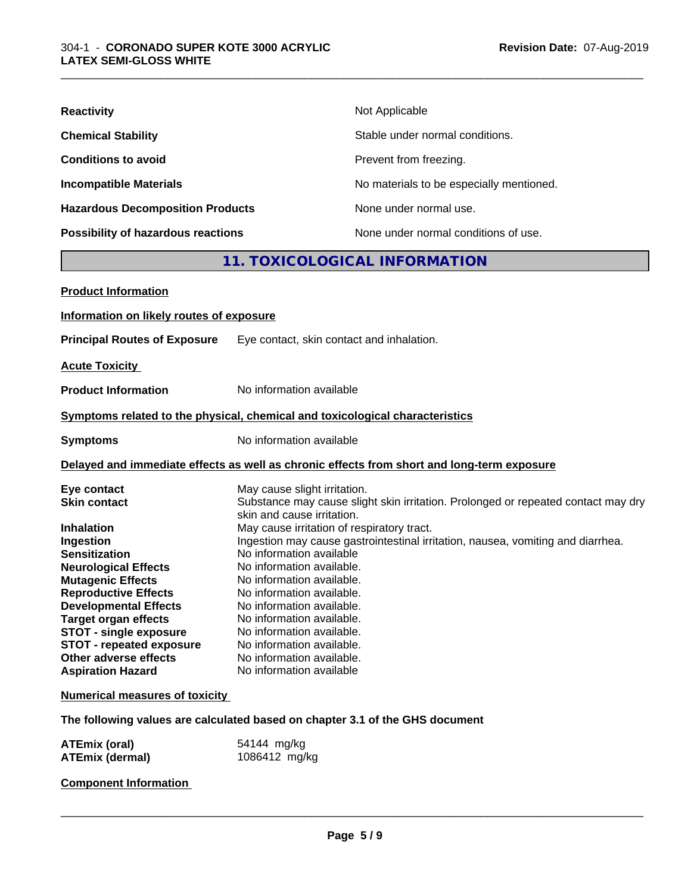| | |
|---|---|
| **Reactivity** | Not Applicable |
| **Chemical Stability** | Stable under normal conditions. |
| **Conditions to avoid** | Prevent from freezing. |
| **Incompatible Materials** | No materials to be especially mentioned. |
| **Hazardous Decomposition Products** | None under normal use. |
| **Possibility of hazardous reactions** | None under normal conditions of use. |

## 11. TOXICOLOGICAL INFORMATION

**Product Information**

**Information on likely routes of exposure**

**Principal Routes of Exposure** Eye contact, skin contact and inhalation.

**Acute Toxicity**

**Product Information** No information available

**Symptoms related to the physical, chemical and toxicological characteristics**

**Symptoms** No information available

**Delayed and immediate effects as well as chronic effects from short and long-term exposure**

| | |
|---|---|
| **Eye contact** | May cause slight irritation. |
| **Skin contact** | Substance may cause slight skin irritation. Prolonged or repeated contact may dry skin and cause irritation. |
| **Inhalation** | May cause irritation of respiratory tract. |
| **Ingestion** | Ingestion may cause gastrointestinal irritation, nausea, vomiting and diarrhea. |
| **Sensitization** | No information available |
| **Neurological Effects** | No information available. |
| **Mutagenic Effects** | No information available. |
| **Reproductive Effects** | No information available. |
| **Developmental Effects** | No information available. |
| **Target organ effects** | No information available. |
| **STOT - single exposure** | No information available. |
| **STOT - repeated exposure** | No information available. |
| **Other adverse effects** | No information available. |
| **Aspiration Hazard** | No information available |

**Numerical measures of toxicity**

**The following values are calculated based on chapter 3.1 of the GHS document**

| | |
|---|---|
| **ATEmix (oral)** | 54144 mg/kg |
| **ATEmix (dermal)** | 1086412 mg/kg |

**Component Information**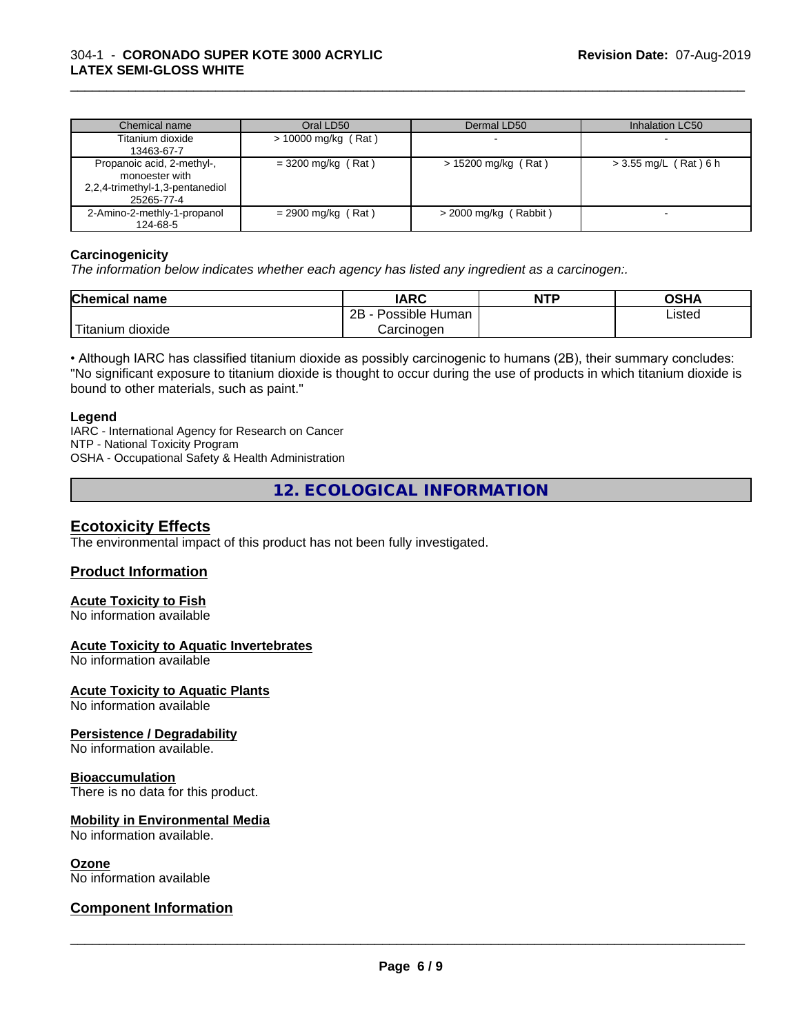| Chemical name | Oral LD50 | Dermal LD50 | Inhalation LC50 |
|---|---|---|---|
| Titanium dioxide 13463-67-7 | > 10000 mg/kg ( Rat ) | - | - |
| Propanoic acid, 2-methyl-, monoester with 2,2,4-trimethyl-1,3-pentanediol 25265-77-4 | = 3200 mg/kg ( Rat ) | > 15200 mg/kg ( Rat ) | > 3.55 mg/L ( Rat ) 6 h |
| 2-Amino-2-methly-1-propanol 124-68-5 | = 2900 mg/kg ( Rat ) | > 2000 mg/kg ( Rabbit ) | - |

**Carcinogenicity**

*The information below indicates whether each agency has listed any ingredient as a carcinogen:.*

| Chemical name | IARC | NTP | OSHA |
|---|---|---|---|
| Titanium dioxide | 2B - Possible Human Carcinogen | | Listed |

• Although IARC has classified titanium dioxide as possibly carcinogenic to humans (2B), their summary concludes: "No significant exposure to titanium dioxide is thought to occur during the use of products in which titanium dioxide is bound to other materials, such as paint."

**Legend**

IARC - International Agency for Research on Cancer
NTP - National Toxicity Program
OSHA - Occupational Safety & Health Administration

## 12. ECOLOGICAL INFORMATION

### Ecotoxicity Effects

The environmental impact of this product has not been fully investigated.

### Product Information

**Acute Toxicity to Fish**
No information available

**Acute Toxicity to Aquatic Invertebrates**
No information available

**Acute Toxicity to Aquatic Plants**
No information available

**Persistence / Degradability**
No information available.

**Bioaccumulation**
There is no data for this product.

**Mobility in Environmental Media**
No information available.

**Ozone**
No information available

### Component Information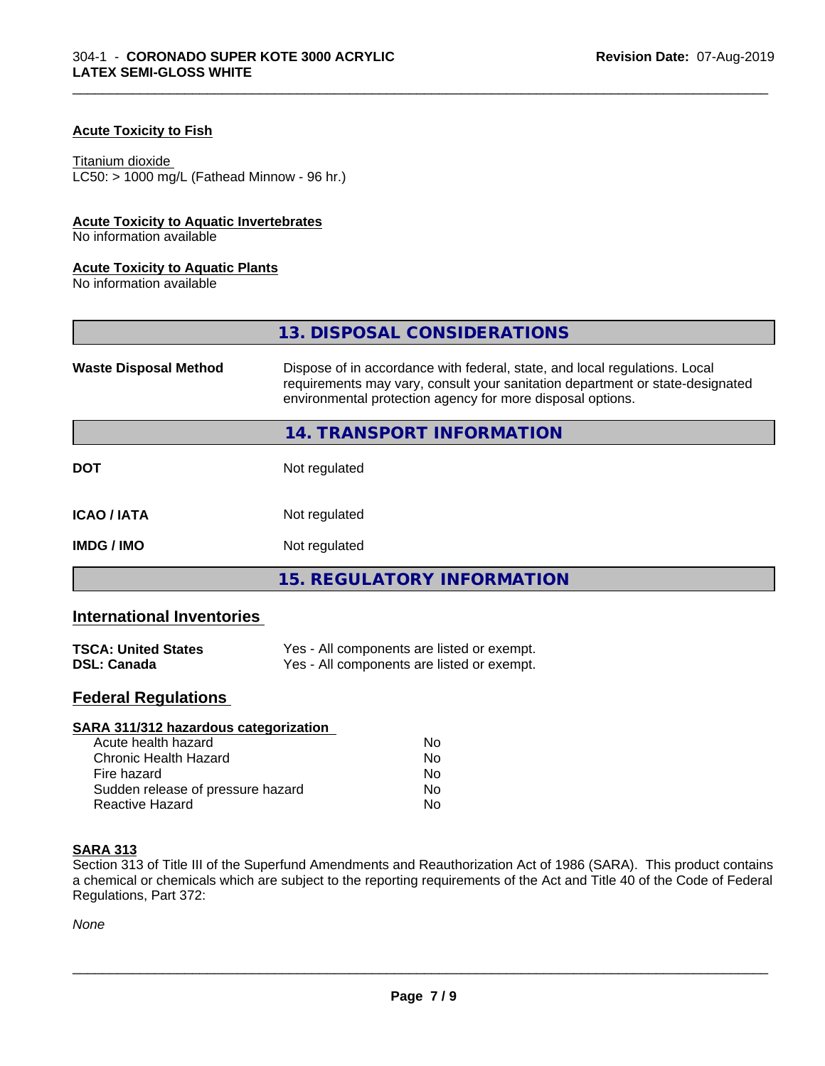### Acute Toxicity to Fish

Titanium dioxide
LC50: > 1000 mg/L (Fathead Minnow - 96 hr.)

### Acute Toxicity to Aquatic Invertebrates

No information available

### Acute Toxicity to Aquatic Plants

No information available

## 13. DISPOSAL CONSIDERATIONS

| | |
|---|---|
| **Waste Disposal Method** | Dispose of in accordance with federal, state, and local regulations. Local requirements may vary, consult your sanitation department or state-designated environmental protection agency for more disposal options. |

## 14. TRANSPORT INFORMATION

| | |
|---|---|
| **DOT** | Not regulated |
| **ICAO / IATA** | Not regulated |
| **IMDG / IMO** | Not regulated |

## 15. REGULATORY INFORMATION

### International Inventories

| | |
|---|---|
| **TSCA: United States** | Yes - All components are listed or exempt. |
| **DSL: Canada** | Yes - All components are listed or exempt. |

### Federal Regulations

**SARA 311/312 hazardous categorization**

| | |
|---|---|
| Acute health hazard | No |
| Chronic Health Hazard | No |
| Fire hazard | No |
| Sudden release of pressure hazard | No |
| Reactive Hazard | No |

**SARA 313**

Section 313 of Title III of the Superfund Amendments and Reauthorization Act of 1986 (SARA). This product contains a chemical or chemicals which are subject to the reporting requirements of the Act and Title 40 of the Code of Federal Regulations, Part 372:

*None*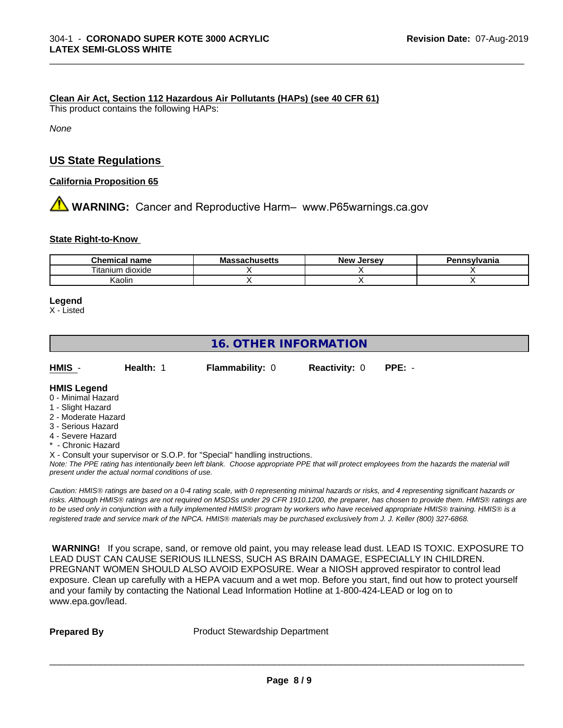**Clean Air Act, Section 112 Hazardous Air Pollutants (HAPs) (see 40 CFR 61)**

This product contains the following HAPs:

*None*

## US State Regulations

**California Proposition 65**

**WARNING:** Cancer and Reproductive Harm– www.P65warnings.ca.gov

**State Right-to-Know**

| Chemical name | Massachusetts | New Jersey | Pennsylvania |
|---|---|---|---|
| Titanium dioxide | X | X | X |
| Kaolin | X | X | X |

**Legend**

X - Listed

## 16. OTHER INFORMATION

**HMIS** - **Health:** 1 **Flammability:** 0 **Reactivity:** 0 **PPE:** -

**HMIS Legend**

0 - Minimal Hazard
1 - Slight Hazard
2 - Moderate Hazard
3 - Serious Hazard
4 - Severe Hazard
* - Chronic Hazard
X - Consult your supervisor or S.O.P. for "Special" handling instructions.

*Note: The PPE rating has intentionally been left blank. Choose appropriate PPE that will protect employees from the hazards the material will present under the actual normal conditions of use.*

*Caution: HMIS® ratings are based on a 0-4 rating scale, with 0 representing minimal hazards or risks, and 4 representing significant hazards or risks. Although HMIS® ratings are not required on MSDSs under 29 CFR 1910.1200, the preparer, has chosen to provide them. HMIS® ratings are to be used only in conjunction with a fully implemented HMIS® program by workers who have received appropriate HMIS® training. HMIS® is a registered trade and service mark of the NPCA. HMIS® materials may be purchased exclusively from J. J. Keller (800) 327-6868.*

**WARNING!** If you scrape, sand, or remove old paint, you may release lead dust. LEAD IS TOXIC. EXPOSURE TO LEAD DUST CAN CAUSE SERIOUS ILLNESS, SUCH AS BRAIN DAMAGE, ESPECIALLY IN CHILDREN. PREGNANT WOMEN SHOULD ALSO AVOID EXPOSURE. Wear a NIOSH approved respirator to control lead exposure. Clean up carefully with a HEPA vacuum and a wet mop. Before you start, find out how to protect yourself and your family by contacting the National Lead Information Hotline at 1-800-424-LEAD or log on to www.epa.gov/lead.

**Prepared By** Product Stewardship Department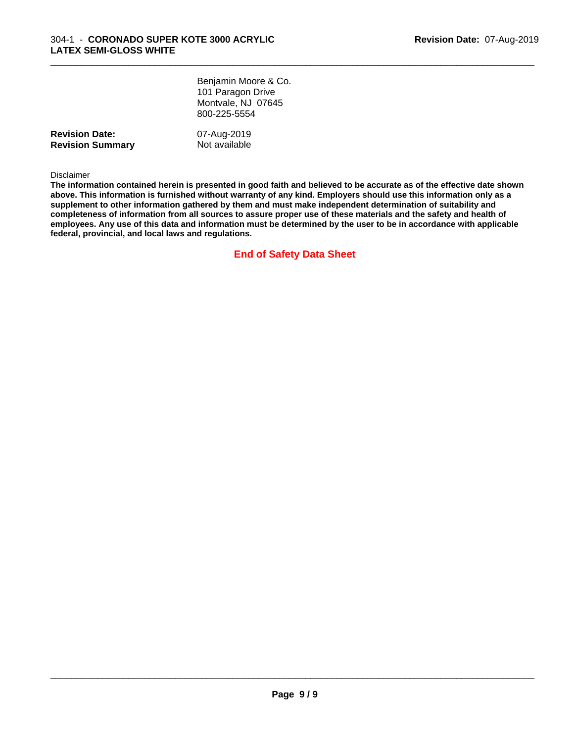Benjamin Moore & Co.
101 Paragon Drive
Montvale, NJ 07645
800-225-5554

| | |
|---|---|
| **Revision Date:** | 07-Aug-2019 |
| **Revision Summary** | Not available |

Disclaimer

**The information contained herein is presented in good faith and believed to be accurate as of the effective date shown above. This information is furnished without warranty of any kind. Employers should use this information only as a supplement to other information gathered by them and must make independent determination of suitability and completeness of information from all sources to assure proper use of these materials and the safety and health of employees. Any use of this data and information must be determined by the user to be in accordance with applicable federal, provincial, and local laws and regulations.**

**End of Safety Data Sheet**